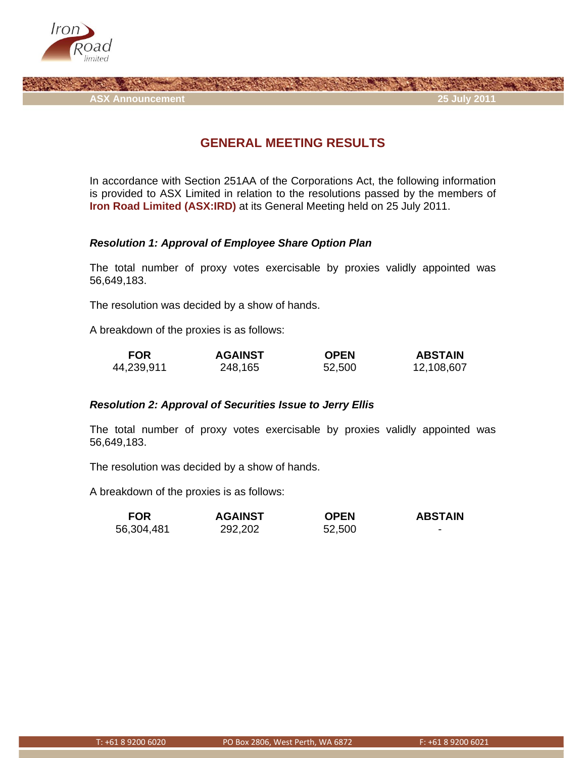**ASX Announcement** **25 July 2011**

# GENERAL MEETING RESULTS

In accordance with Section 251AA of the Corporations Act, the following information is provided to ASX Limited in relation to the resolutions passed by the members of **Iron Road Limited (ASX:IRD)** at its General Meeting held on 25 July 2011.

### *Resolution 1: Approval of Employee Share Option Plan*

The total number of proxy votes exercisable by proxies validly appointed was 56,649,183.

The resolution was decided by a show of hands.

A breakdown of the proxies is as follows:

| FOR | AGAINST | OPEN | ABSTAIN |
|---|---|---|---|
| 44,239,911 | 248,165 | 52,500 | 12,108,607 |

### *Resolution 2: Approval of Securities Issue to Jerry Ellis*

The total number of proxy votes exercisable by proxies validly appointed was 56,649,183.

The resolution was decided by a show of hands.

A breakdown of the proxies is as follows:

| FOR | AGAINST | OPEN | ABSTAIN |
|---|---|---|---|
| 56,304,481 | 292,202 | 52,500 | - |

T: +61 8 9200 6020 PO Box 2806, West Perth, WA 6872 F: +61 8 9200 6021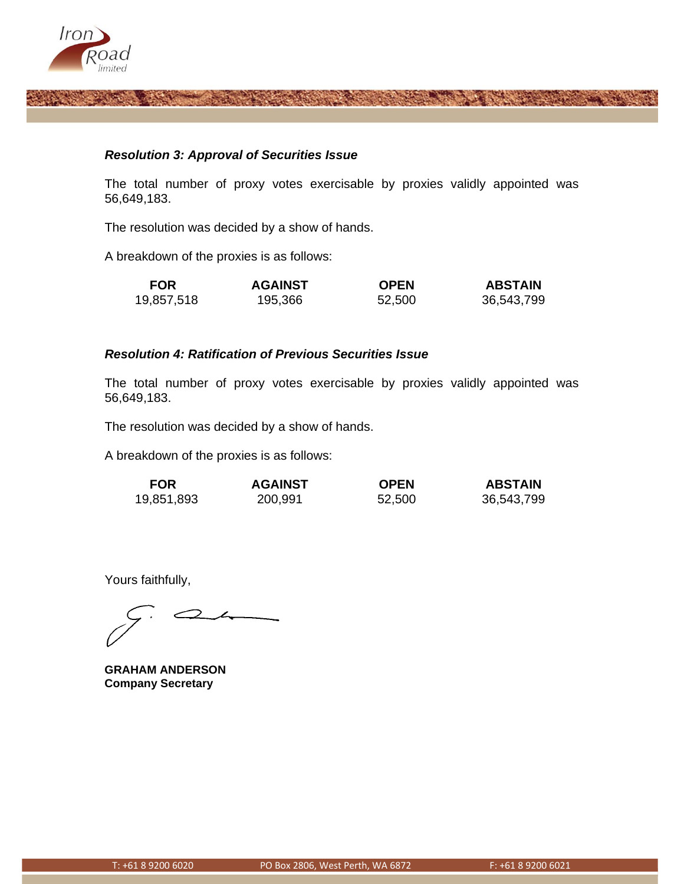***Resolution 3: Approval of Securities Issue***

The total number of proxy votes exercisable by proxies validly appointed was 56,649,183.

The resolution was decided by a show of hands.

A breakdown of the proxies is as follows:

| FOR | AGAINST | OPEN | ABSTAIN |
|---|---|---|---|
| 19,857,518 | 195,366 | 52,500 | 36,543,799 |

***Resolution 4: Ratification of Previous Securities Issue***

The total number of proxy votes exercisable by proxies validly appointed was 56,649,183.

The resolution was decided by a show of hands.

A breakdown of the proxies is as follows:

| FOR | AGAINST | OPEN | ABSTAIN |
|---|---|---|---|
| 19,851,893 | 200,991 | 52,500 | 36,543,799 |

Yours faithfully,

**GRAHAM ANDERSON**
**Company Secretary**

T: +61 8 9200 6020 PO Box 2806, West Perth, WA 6872 F: +61 8 9200 6021